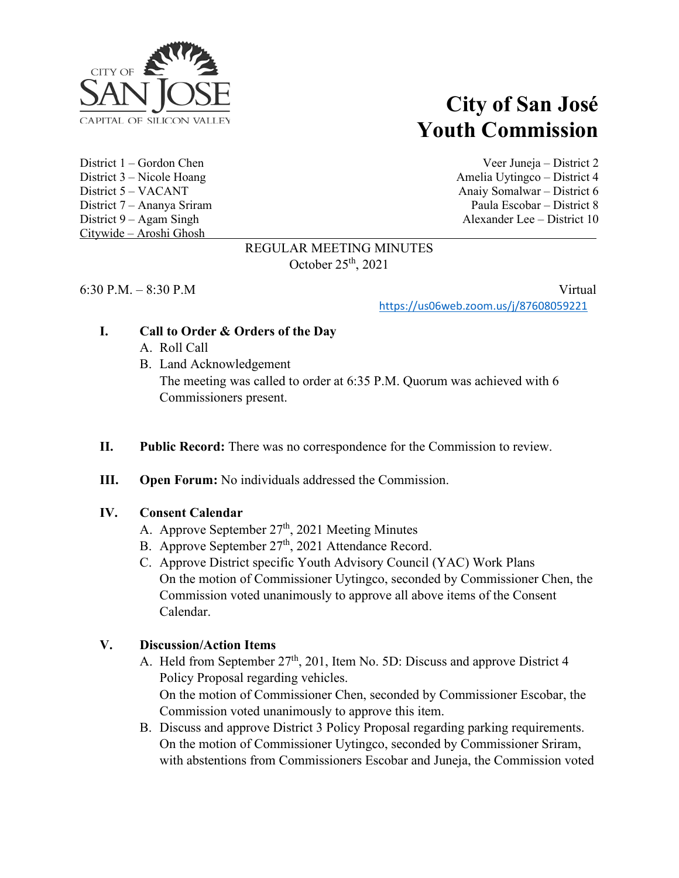CITY OF SAN JOSE
CAPITAL OF SILICON VALLEY

# City of San José Youth Commission

District 1 – Gordon Chen
District 3 – Nicole Hoang
District 5 – VACANT
District 7 – Ananya Sriram
District 9 – Agam Singh
Citywide – Aroshi Ghosh

Veer Juneja – District 2
Amelia Uytingco – District 4
Anaiy Somalwar – District 6
Paula Escobar – District 8
Alexander Lee – District 10

## REGULAR MEETING MINUTES
October 25th, 2021

6:30 P.M. – 8:30 P.M

Virtual
https://us06web.zoom.us/j/87608059221

**I. Call to Order & Orders of the Day**

A. Roll Call
B. Land Acknowledgement
The meeting was called to order at 6:35 P.M. Quorum was achieved with 6 Commissioners present.

**II. Public Record:** There was no correspondence for the Commission to review.

**III. Open Forum:** No individuals addressed the Commission.

**IV. Consent Calendar**

A. Approve September 27th, 2021 Meeting Minutes
B. Approve September 27th, 2021 Attendance Record.
C. Approve District specific Youth Advisory Council (YAC) Work Plans
On the motion of Commissioner Uytingco, seconded by Commissioner Chen, the Commission voted unanimously to approve all above items of the Consent Calendar.

**V. Discussion/Action Items**

A. Held from September 27th, 201, Item No. 5D: Discuss and approve District 4 Policy Proposal regarding vehicles.
On the motion of Commissioner Chen, seconded by Commissioner Escobar, the Commission voted unanimously to approve this item.
B. Discuss and approve District 3 Policy Proposal regarding parking requirements.
On the motion of Commissioner Uytingco, seconded by Commissioner Sriram, with abstentions from Commissioners Escobar and Juneja, the Commission voted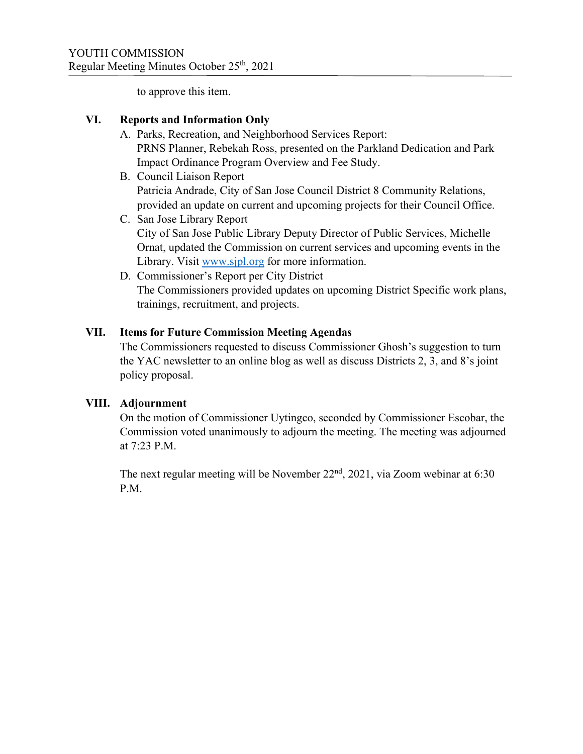to approve this item.

## VI. Reports and Information Only

A. Parks, Recreation, and Neighborhood Services Report:
   PRNS Planner, Rebekah Ross, presented on the Parkland Dedication and Park Impact Ordinance Program Overview and Fee Study.

B. Council Liaison Report
   Patricia Andrade, City of San Jose Council District 8 Community Relations, provided an update on current and upcoming projects for their Council Office.

C. San Jose Library Report
   City of San Jose Public Library Deputy Director of Public Services, Michelle Ornat, updated the Commission on current services and upcoming events in the Library. Visit [www.sjpl.org](http://www.sjpl.org) for more information.

D. Commissioner's Report per City District
   The Commissioners provided updates on upcoming District Specific work plans, trainings, recruitment, and projects.

## VII. Items for Future Commission Meeting Agendas

The Commissioners requested to discuss Commissioner Ghosh's suggestion to turn the YAC newsletter to an online blog as well as discuss Districts 2, 3, and 8's joint policy proposal.

## VIII. Adjournment

On the motion of Commissioner Uytingco, seconded by Commissioner Escobar, the Commission voted unanimously to adjourn the meeting. The meeting was adjourned at 7:23 P.M.

The next regular meeting will be November 22nd, 2021, via Zoom webinar at 6:30 P.M.